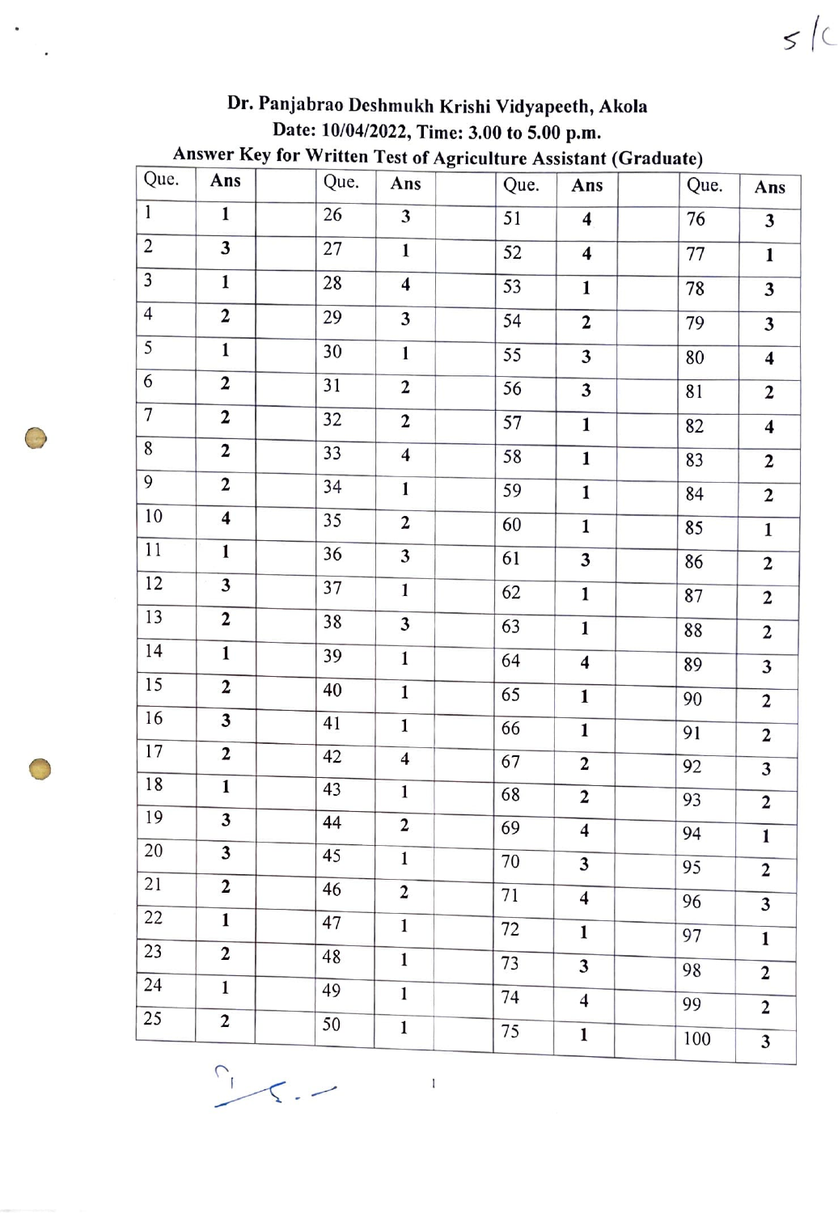# Dr. Panjabrao Deshmukh Krishi Vidyapeeth, Akola

## Date: 10/04/2022, Time: 3.00 to 5.00 p.m.

## Answer Key for Written Test of Agriculture Assistant (Graduate)

| Que. | Ans | | Que. | Ans | | Que. | Ans | | Que. | Ans |
|---|---|---|---|---|---|---|---|---|---|---|
| 1 | 1 | | 26 | 3 | | 51 | 4 | | 76 | 3 |
| 2 | 3 | | 27 | 1 | | 52 | 4 | | 77 | 1 |
| 3 | 1 | | 28 | 4 | | 53 | 1 | | 78 | 3 |
| 4 | 2 | | 29 | 3 | | 54 | 2 | | 79 | 3 |
| 5 | 1 | | 30 | 1 | | 55 | 3 | | 80 | 4 |
| 6 | 2 | | 31 | 2 | | 56 | 3 | | 81 | 2 |
| 7 | 2 | | 32 | 2 | | 57 | 1 | | 82 | 4 |
| 8 | 2 | | 33 | 4 | | 58 | 1 | | 83 | 2 |
| 9 | 2 | | 34 | 1 | | 59 | 1 | | 84 | 2 |
| 10 | 4 | | 35 | 2 | | 60 | 1 | | 85 | 1 |
| 11 | 1 | | 36 | 3 | | 61 | 3 | | 86 | 2 |
| 12 | 3 | | 37 | 1 | | 62 | 1 | | 87 | 2 |
| 13 | 2 | | 38 | 3 | | 63 | 1 | | 88 | 2 |
| 14 | 1 | | 39 | 1 | | 64 | 4 | | 89 | 3 |
| 15 | 2 | | 40 | 1 | | 65 | 1 | | 90 | 2 |
| 16 | 3 | | 41 | 1 | | 66 | 1 | | 91 | 2 |
| 17 | 2 | | 42 | 4 | | 67 | 2 | | 92 | 3 |
| 18 | 1 | | 43 | 1 | | 68 | 2 | | 93 | 2 |
| 19 | 3 | | 44 | 2 | | 69 | 4 | | 94 | 1 |
| 20 | 3 | | 45 | 1 | | 70 | 3 | | 95 | 2 |
| 21 | 2 | | 46 | 2 | | 71 | 4 | | 96 | 3 |
| 22 | 1 | | 47 | 1 | | 72 | 1 | | 97 | 1 |
| 23 | 2 | | 48 | 1 | | 73 | 3 | | 98 | 2 |
| 24 | 1 | | 49 | 1 | | 74 | 4 | | 99 | 2 |
| 25 | 2 | | 50 | 1 | | 75 | 1 | | 100 | 3 |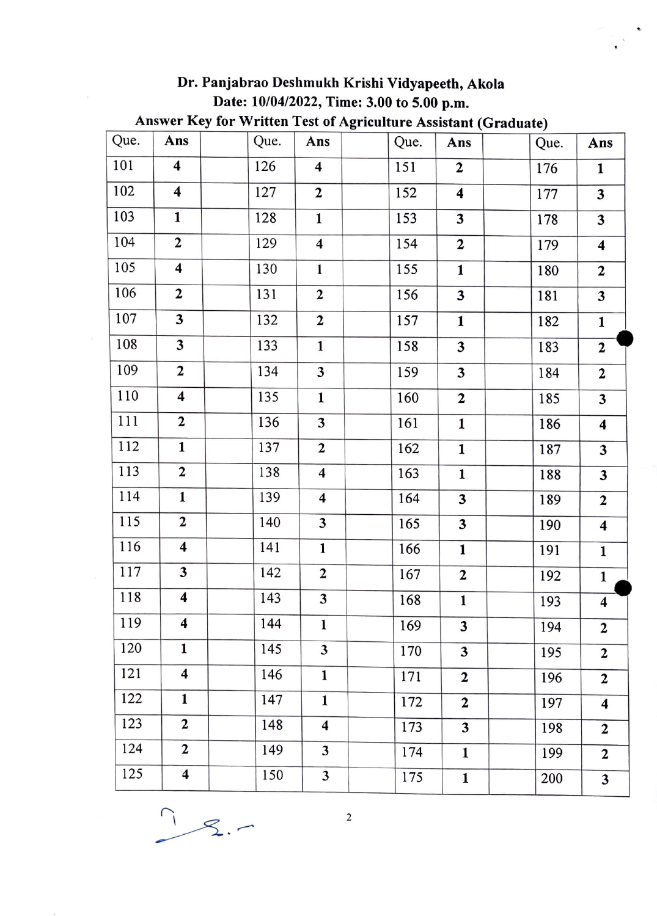**Dr. Panjabrao Deshmukh Krishi Vidyapeeth, Akola**
**Date: 10/04/2022, Time: 3.00 to 5.00 p.m.**
**Answer Key for Written Test of Agriculture Assistant (Graduate)**

| Que. | Ans | | Que. | Ans | | Que. | Ans | | Que. | Ans |
|---|---|---|---|---|---|---|---|---|---|---|
| 101 | 4 | | 126 | 4 | | 151 | 2 | | 176 | 1 |
| 102 | 4 | | 127 | 2 | | 152 | 4 | | 177 | 3 |
| 103 | 1 | | 128 | 1 | | 153 | 3 | | 178 | 3 |
| 104 | 2 | | 129 | 4 | | 154 | 2 | | 179 | 4 |
| 105 | 4 | | 130 | 1 | | 155 | 1 | | 180 | 2 |
| 106 | 2 | | 131 | 2 | | 156 | 3 | | 181 | 3 |
| 107 | 3 | | 132 | 2 | | 157 | 1 | | 182 | 1 |
| 108 | 3 | | 133 | 1 | | 158 | 3 | | 183 | 2 |
| 109 | 2 | | 134 | 3 | | 159 | 3 | | 184 | 2 |
| 110 | 4 | | 135 | 1 | | 160 | 2 | | 185 | 3 |
| 111 | 2 | | 136 | 3 | | 161 | 1 | | 186 | 4 |
| 112 | 1 | | 137 | 2 | | 162 | 1 | | 187 | 3 |
| 113 | 2 | | 138 | 4 | | 163 | 1 | | 188 | 3 |
| 114 | 1 | | 139 | 4 | | 164 | 3 | | 189 | 2 |
| 115 | 2 | | 140 | 3 | | 165 | 3 | | 190 | 4 |
| 116 | 4 | | 141 | 1 | | 166 | 1 | | 191 | 1 |
| 117 | 3 | | 142 | 2 | | 167 | 2 | | 192 | 1 |
| 118 | 4 | | 143 | 3 | | 168 | 1 | | 193 | 4 |
| 119 | 4 | | 144 | 1 | | 169 | 3 | | 194 | 2 |
| 120 | 1 | | 145 | 3 | | 170 | 3 | | 195 | 2 |
| 121 | 4 | | 146 | 1 | | 171 | 2 | | 196 | 2 |
| 122 | 1 | | 147 | 1 | | 172 | 2 | | 197 | 4 |
| 123 | 2 | | 148 | 4 | | 173 | 3 | | 198 | 2 |
| 124 | 2 | | 149 | 3 | | 174 | 1 | | 199 | 2 |
| 125 | 4 | | 150 | 3 | | 175 | 1 | | 200 | 3 |